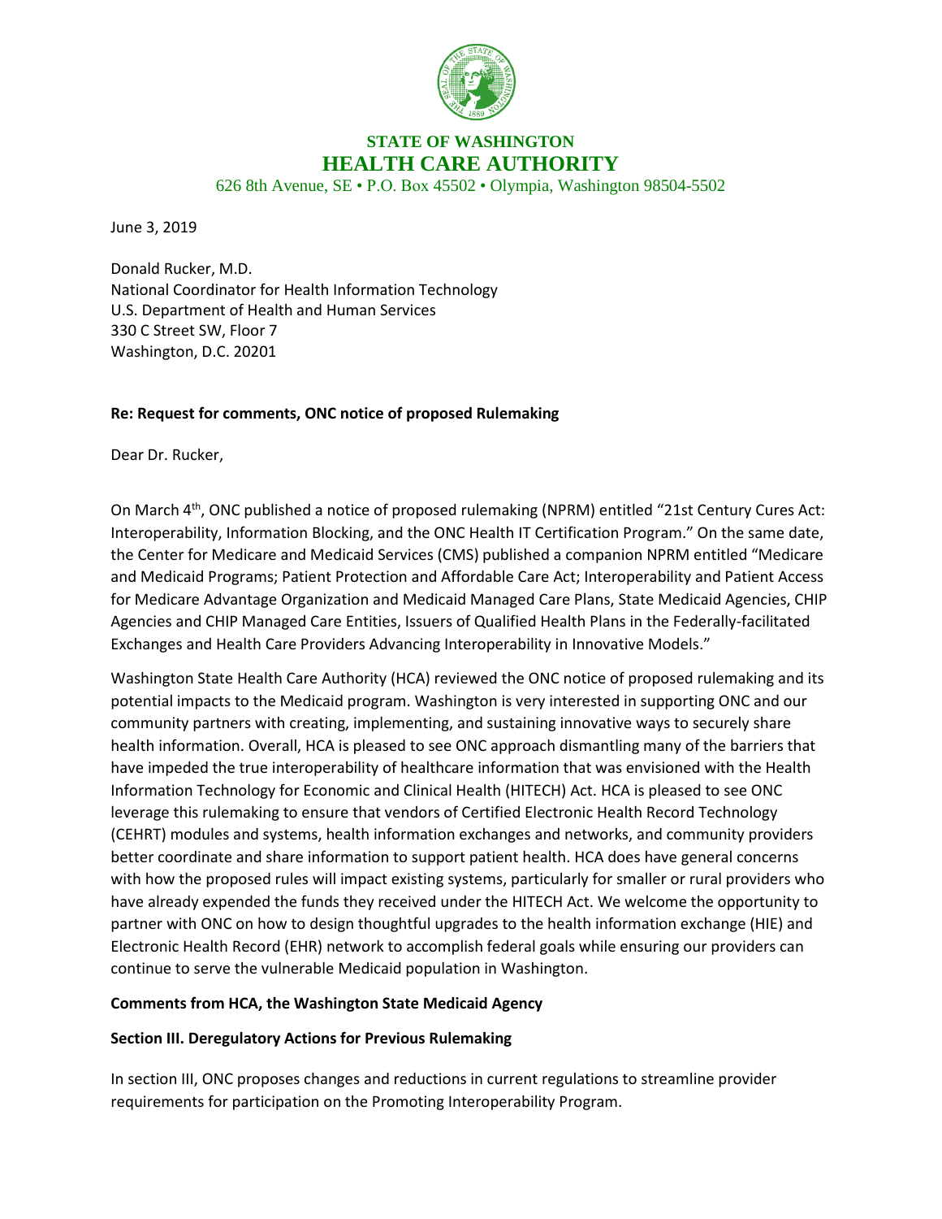**STATE OF WASHINGTON**
**HEALTH CARE AUTHORITY**
626 8th Avenue, SE • P.O. Box 45502 • Olympia, Washington 98504-5502

June 3, 2019

Donald Rucker, M.D.
National Coordinator for Health Information Technology
U.S. Department of Health and Human Services
330 C Street SW, Floor 7
Washington, D.C. 20201

**Re: Request for comments, ONC notice of proposed Rulemaking**

Dear Dr. Rucker,

On March 4th, ONC published a notice of proposed rulemaking (NPRM) entitled "21st Century Cures Act: Interoperability, Information Blocking, and the ONC Health IT Certification Program." On the same date, the Center for Medicare and Medicaid Services (CMS) published a companion NPRM entitled "Medicare and Medicaid Programs; Patient Protection and Affordable Care Act; Interoperability and Patient Access for Medicare Advantage Organization and Medicaid Managed Care Plans, State Medicaid Agencies, CHIP Agencies and CHIP Managed Care Entities, Issuers of Qualified Health Plans in the Federally-facilitated Exchanges and Health Care Providers Advancing Interoperability in Innovative Models."

Washington State Health Care Authority (HCA) reviewed the ONC notice of proposed rulemaking and its potential impacts to the Medicaid program. Washington is very interested in supporting ONC and our community partners with creating, implementing, and sustaining innovative ways to securely share health information. Overall, HCA is pleased to see ONC approach dismantling many of the barriers that have impeded the true interoperability of healthcare information that was envisioned with the Health Information Technology for Economic and Clinical Health (HITECH) Act. HCA is pleased to see ONC leverage this rulemaking to ensure that vendors of Certified Electronic Health Record Technology (CEHRT) modules and systems, health information exchanges and networks, and community providers better coordinate and share information to support patient health. HCA does have general concerns with how the proposed rules will impact existing systems, particularly for smaller or rural providers who have already expended the funds they received under the HITECH Act. We welcome the opportunity to partner with ONC on how to design thoughtful upgrades to the health information exchange (HIE) and Electronic Health Record (EHR) network to accomplish federal goals while ensuring our providers can continue to serve the vulnerable Medicaid population in Washington.

**Comments from HCA, the Washington State Medicaid Agency**

**Section III. Deregulatory Actions for Previous Rulemaking**

In section III, ONC proposes changes and reductions in current regulations to streamline provider requirements for participation on the Promoting Interoperability Program.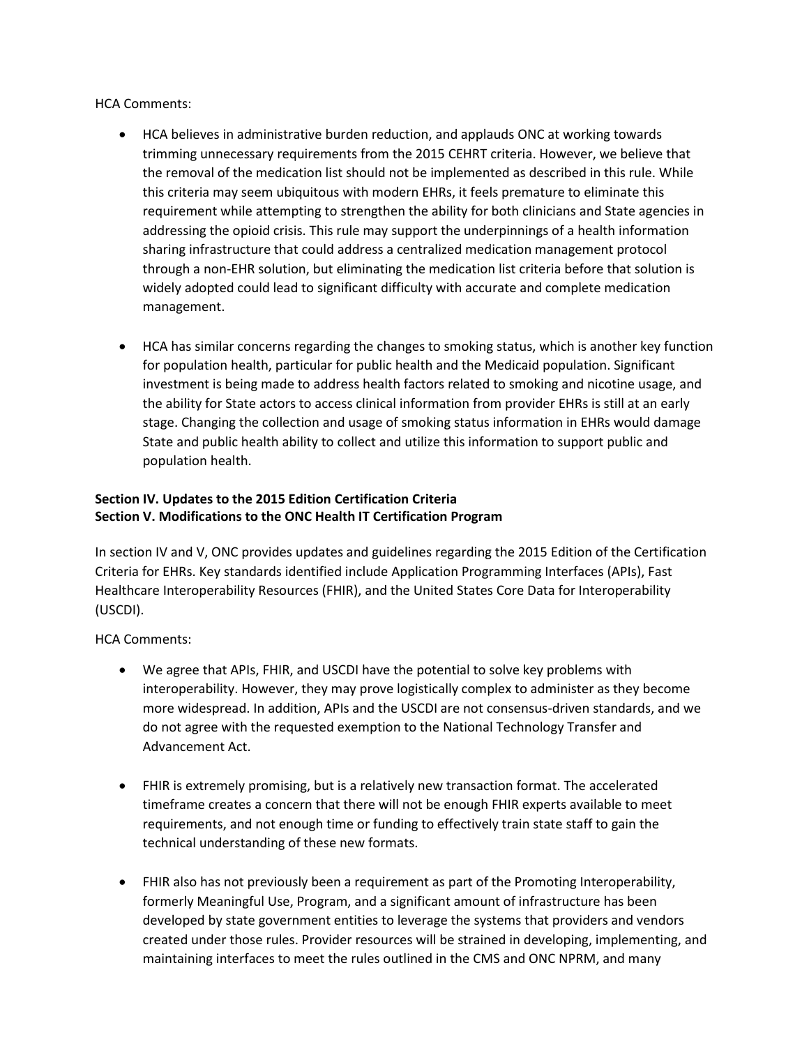HCA Comments:

- HCA believes in administrative burden reduction, and applauds ONC at working towards trimming unnecessary requirements from the 2015 CEHRT criteria. However, we believe that the removal of the medication list should not be implemented as described in this rule. While this criteria may seem ubiquitous with modern EHRs, it feels premature to eliminate this requirement while attempting to strengthen the ability for both clinicians and State agencies in addressing the opioid crisis. This rule may support the underpinnings of a health information sharing infrastructure that could address a centralized medication management protocol through a non-EHR solution, but eliminating the medication list criteria before that solution is widely adopted could lead to significant difficulty with accurate and complete medication management.

- HCA has similar concerns regarding the changes to smoking status, which is another key function for population health, particular for public health and the Medicaid population. Significant investment is being made to address health factors related to smoking and nicotine usage, and the ability for State actors to access clinical information from provider EHRs is still at an early stage. Changing the collection and usage of smoking status information in EHRs would damage State and public health ability to collect and utilize this information to support public and population health.

**Section IV. Updates to the 2015 Edition Certification Criteria**
**Section V. Modifications to the ONC Health IT Certification Program**

In section IV and V, ONC provides updates and guidelines regarding the 2015 Edition of the Certification Criteria for EHRs. Key standards identified include Application Programming Interfaces (APIs), Fast Healthcare Interoperability Resources (FHIR), and the United States Core Data for Interoperability (USCDI).

HCA Comments:

- We agree that APIs, FHIR, and USCDI have the potential to solve key problems with interoperability. However, they may prove logistically complex to administer as they become more widespread. In addition, APIs and the USCDI are not consensus-driven standards, and we do not agree with the requested exemption to the National Technology Transfer and Advancement Act.

- FHIR is extremely promising, but is a relatively new transaction format. The accelerated timeframe creates a concern that there will not be enough FHIR experts available to meet requirements, and not enough time or funding to effectively train state staff to gain the technical understanding of these new formats.

- FHIR also has not previously been a requirement as part of the Promoting Interoperability, formerly Meaningful Use, Program, and a significant amount of infrastructure has been developed by state government entities to leverage the systems that providers and vendors created under those rules. Provider resources will be strained in developing, implementing, and maintaining interfaces to meet the rules outlined in the CMS and ONC NPRM, and many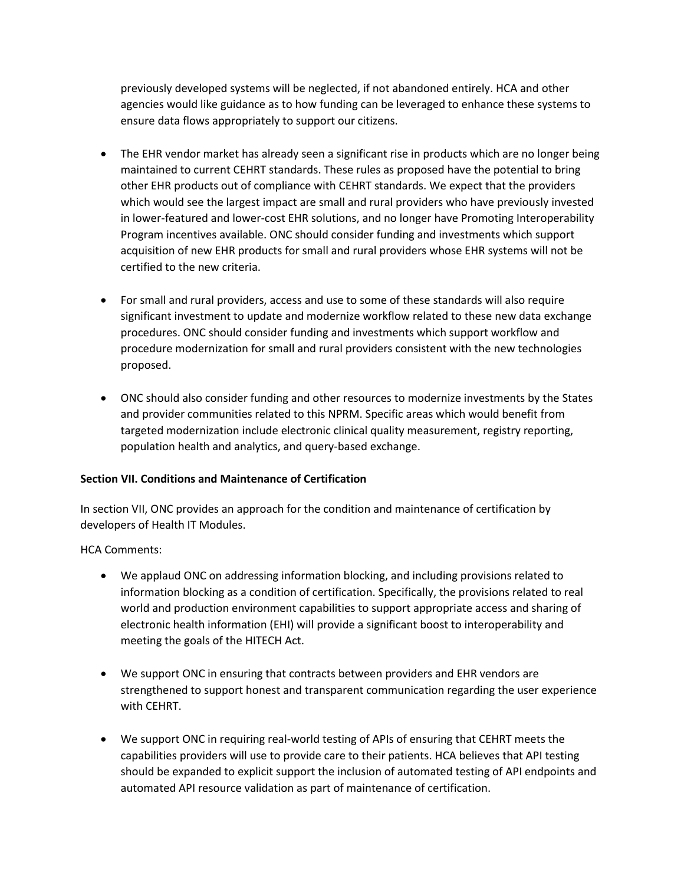previously developed systems will be neglected, if not abandoned entirely. HCA and other agencies would like guidance as to how funding can be leveraged to enhance these systems to ensure data flows appropriately to support our citizens.

- The EHR vendor market has already seen a significant rise in products which are no longer being maintained to current CEHRT standards. These rules as proposed have the potential to bring other EHR products out of compliance with CEHRT standards. We expect that the providers which would see the largest impact are small and rural providers who have previously invested in lower-featured and lower-cost EHR solutions, and no longer have Promoting Interoperability Program incentives available. ONC should consider funding and investments which support acquisition of new EHR products for small and rural providers whose EHR systems will not be certified to the new criteria.

- For small and rural providers, access and use to some of these standards will also require significant investment to update and modernize workflow related to these new data exchange procedures. ONC should consider funding and investments which support workflow and procedure modernization for small and rural providers consistent with the new technologies proposed.

- ONC should also consider funding and other resources to modernize investments by the States and provider communities related to this NPRM. Specific areas which would benefit from targeted modernization include electronic clinical quality measurement, registry reporting, population health and analytics, and query-based exchange.

**Section VII. Conditions and Maintenance of Certification**

In section VII, ONC provides an approach for the condition and maintenance of certification by developers of Health IT Modules.

HCA Comments:

- We applaud ONC on addressing information blocking, and including provisions related to information blocking as a condition of certification. Specifically, the provisions related to real world and production environment capabilities to support appropriate access and sharing of electronic health information (EHI) will provide a significant boost to interoperability and meeting the goals of the HITECH Act.

- We support ONC in ensuring that contracts between providers and EHR vendors are strengthened to support honest and transparent communication regarding the user experience with CEHRT.

- We support ONC in requiring real-world testing of APIs of ensuring that CEHRT meets the capabilities providers will use to provide care to their patients. HCA believes that API testing should be expanded to explicit support the inclusion of automated testing of API endpoints and automated API resource validation as part of maintenance of certification.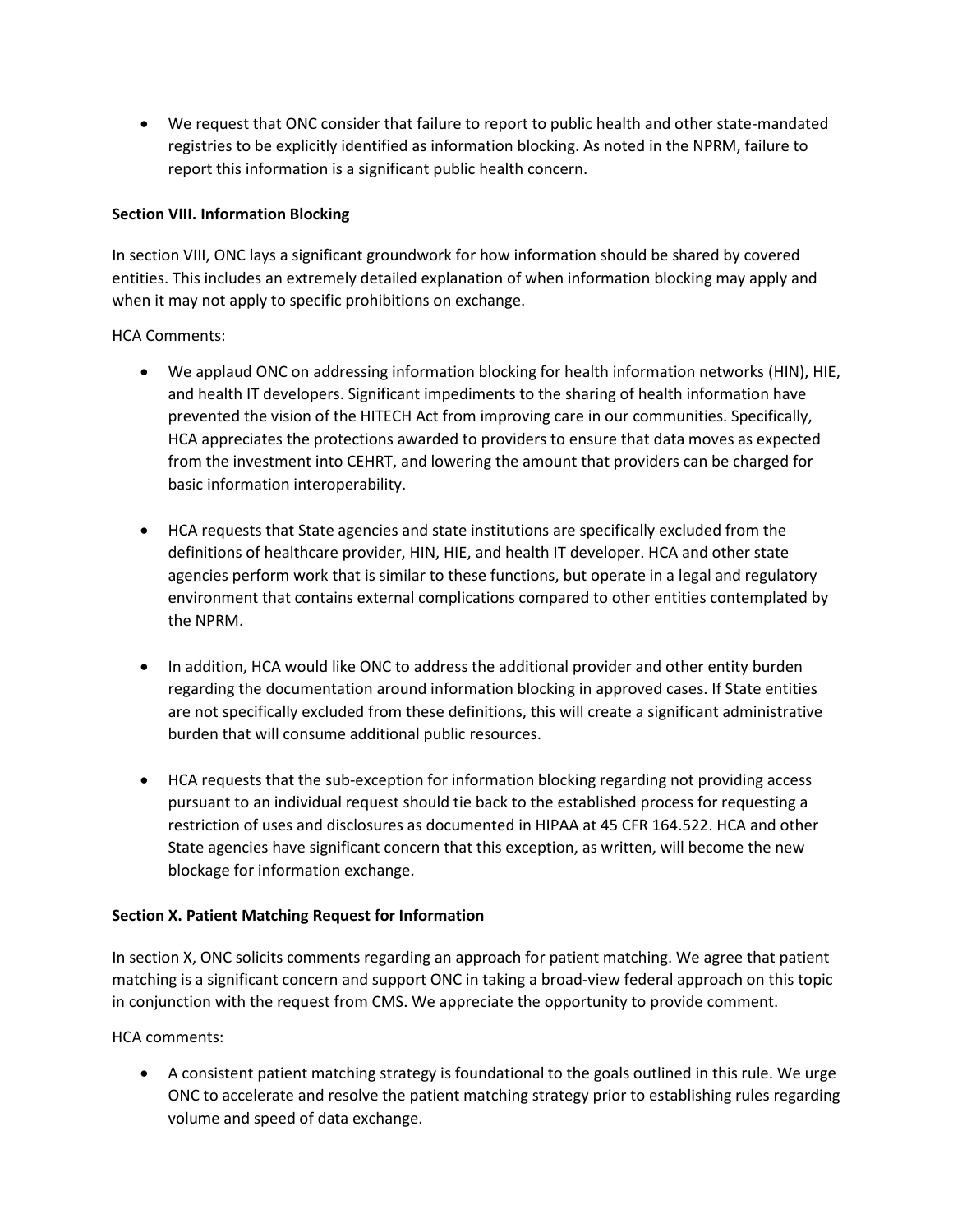- We request that ONC consider that failure to report to public health and other state-mandated registries to be explicitly identified as information blocking. As noted in the NPRM, failure to report this information is a significant public health concern.

**Section VIII. Information Blocking**

In section VIII, ONC lays a significant groundwork for how information should be shared by covered entities. This includes an extremely detailed explanation of when information blocking may apply and when it may not apply to specific prohibitions on exchange.

HCA Comments:

- We applaud ONC on addressing information blocking for health information networks (HIN), HIE, and health IT developers. Significant impediments to the sharing of health information have prevented the vision of the HITECH Act from improving care in our communities. Specifically, HCA appreciates the protections awarded to providers to ensure that data moves as expected from the investment into CEHRT, and lowering the amount that providers can be charged for basic information interoperability.

- HCA requests that State agencies and state institutions are specifically excluded from the definitions of healthcare provider, HIN, HIE, and health IT developer. HCA and other state agencies perform work that is similar to these functions, but operate in a legal and regulatory environment that contains external complications compared to other entities contemplated by the NPRM.

- In addition, HCA would like ONC to address the additional provider and other entity burden regarding the documentation around information blocking in approved cases. If State entities are not specifically excluded from these definitions, this will create a significant administrative burden that will consume additional public resources.

- HCA requests that the sub-exception for information blocking regarding not providing access pursuant to an individual request should tie back to the established process for requesting a restriction of uses and disclosures as documented in HIPAA at 45 CFR 164.522. HCA and other State agencies have significant concern that this exception, as written, will become the new blockage for information exchange.

**Section X. Patient Matching Request for Information**

In section X, ONC solicits comments regarding an approach for patient matching. We agree that patient matching is a significant concern and support ONC in taking a broad-view federal approach on this topic in conjunction with the request from CMS. We appreciate the opportunity to provide comment.

HCA comments:

- A consistent patient matching strategy is foundational to the goals outlined in this rule. We urge ONC to accelerate and resolve the patient matching strategy prior to establishing rules regarding volume and speed of data exchange.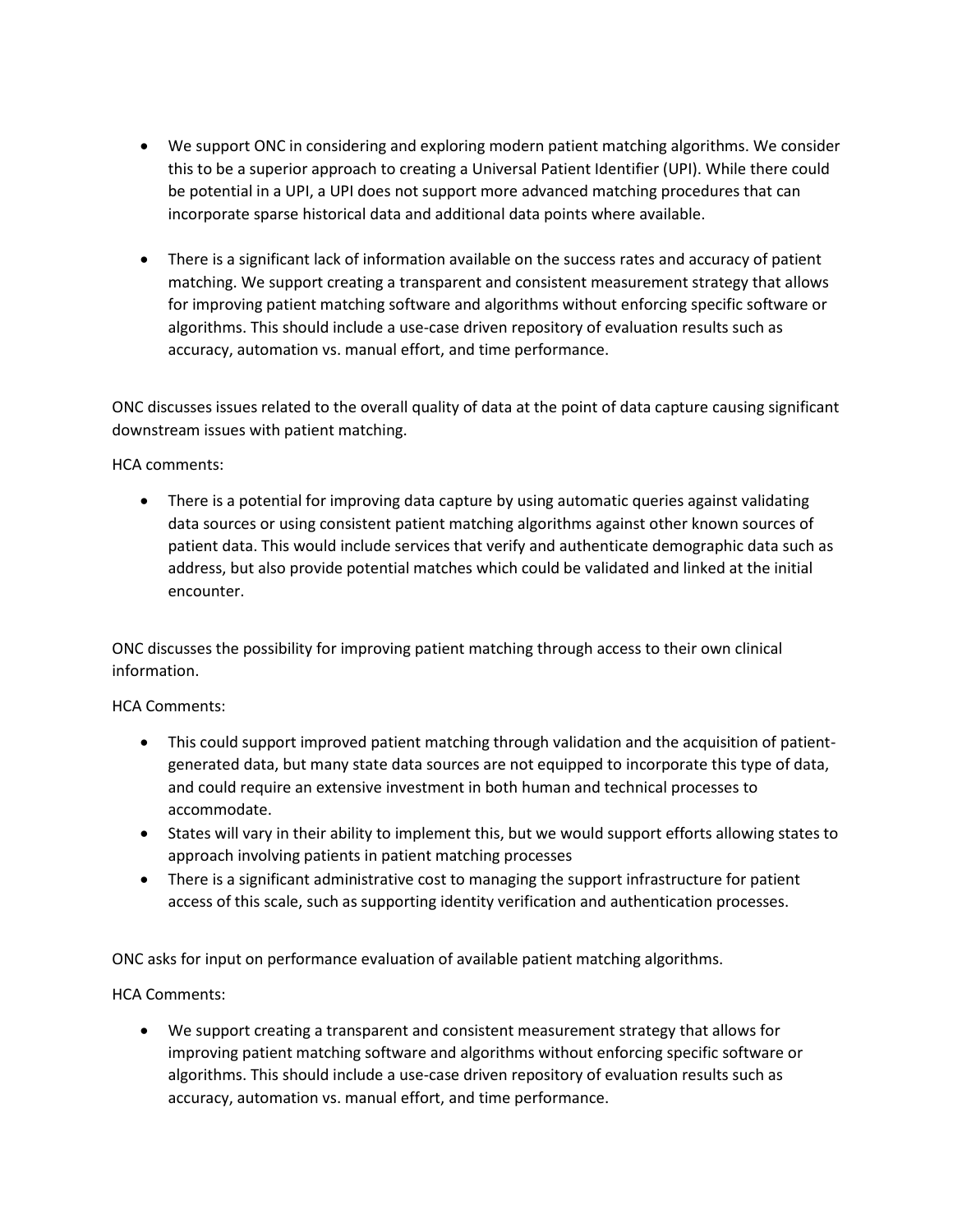- We support ONC in considering and exploring modern patient matching algorithms. We consider this to be a superior approach to creating a Universal Patient Identifier (UPI). While there could be potential in a UPI, a UPI does not support more advanced matching procedures that can incorporate sparse historical data and additional data points where available.

- There is a significant lack of information available on the success rates and accuracy of patient matching. We support creating a transparent and consistent measurement strategy that allows for improving patient matching software and algorithms without enforcing specific software or algorithms. This should include a use-case driven repository of evaluation results such as accuracy, automation vs. manual effort, and time performance.

ONC discusses issues related to the overall quality of data at the point of data capture causing significant downstream issues with patient matching.

HCA comments:

- There is a potential for improving data capture by using automatic queries against validating data sources or using consistent patient matching algorithms against other known sources of patient data. This would include services that verify and authenticate demographic data such as address, but also provide potential matches which could be validated and linked at the initial encounter.

ONC discusses the possibility for improving patient matching through access to their own clinical information.

HCA Comments:

- This could support improved patient matching through validation and the acquisition of patient-generated data, but many state data sources are not equipped to incorporate this type of data, and could require an extensive investment in both human and technical processes to accommodate.
- States will vary in their ability to implement this, but we would support efforts allowing states to approach involving patients in patient matching processes
- There is a significant administrative cost to managing the support infrastructure for patient access of this scale, such as supporting identity verification and authentication processes.

ONC asks for input on performance evaluation of available patient matching algorithms.

HCA Comments:

- We support creating a transparent and consistent measurement strategy that allows for improving patient matching software and algorithms without enforcing specific software or algorithms. This should include a use-case driven repository of evaluation results such as accuracy, automation vs. manual effort, and time performance.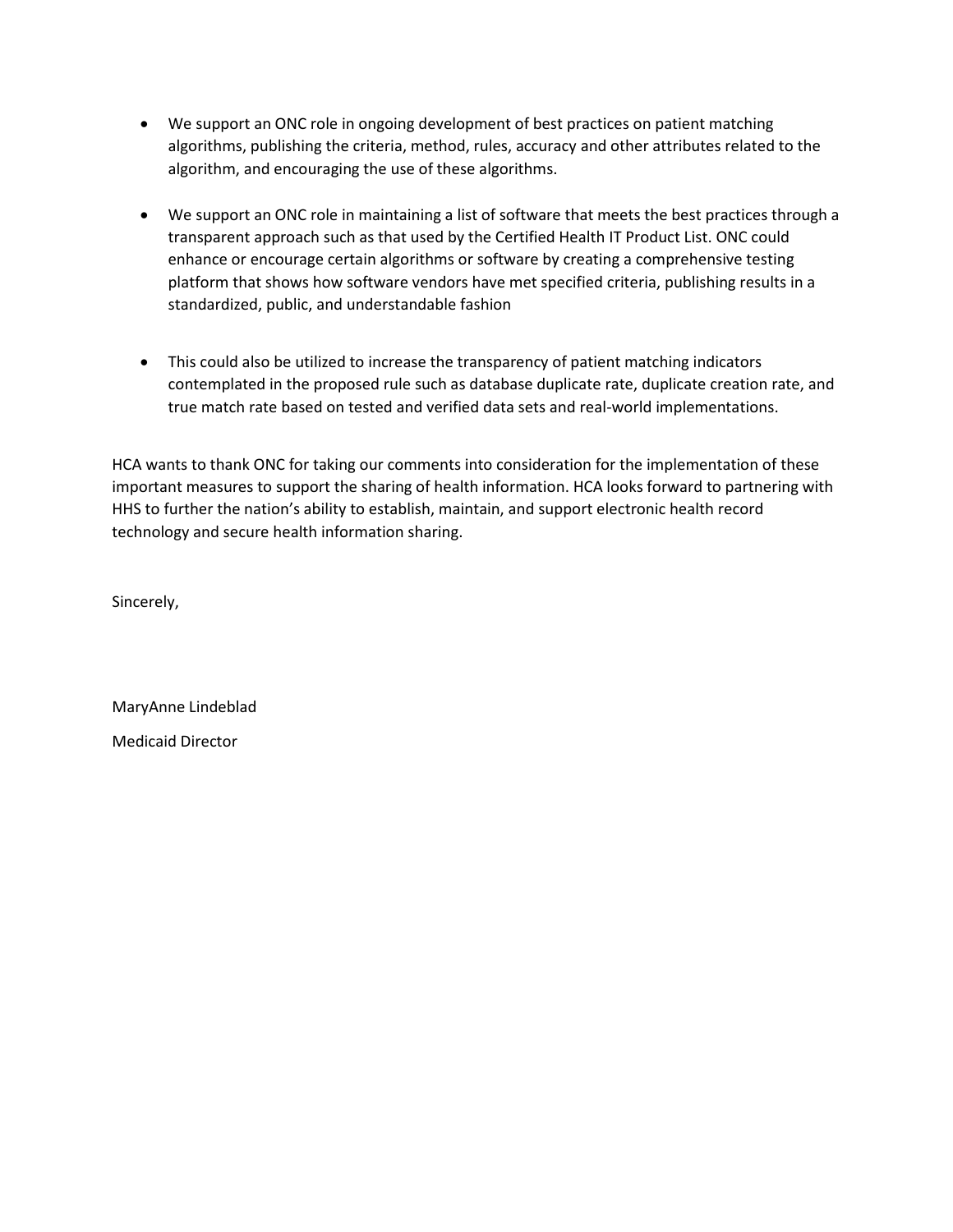- We support an ONC role in ongoing development of best practices on patient matching algorithms, publishing the criteria, method, rules, accuracy and other attributes related to the algorithm, and encouraging the use of these algorithms.

- We support an ONC role in maintaining a list of software that meets the best practices through a transparent approach such as that used by the Certified Health IT Product List. ONC could enhance or encourage certain algorithms or software by creating a comprehensive testing platform that shows how software vendors have met specified criteria, publishing results in a standardized, public, and understandable fashion

- This could also be utilized to increase the transparency of patient matching indicators contemplated in the proposed rule such as database duplicate rate, duplicate creation rate, and true match rate based on tested and verified data sets and real-world implementations.

HCA wants to thank ONC for taking our comments into consideration for the implementation of these important measures to support the sharing of health information. HCA looks forward to partnering with HHS to further the nation's ability to establish, maintain, and support electronic health record technology and secure health information sharing.

Sincerely,

MaryAnne Lindeblad

Medicaid Director